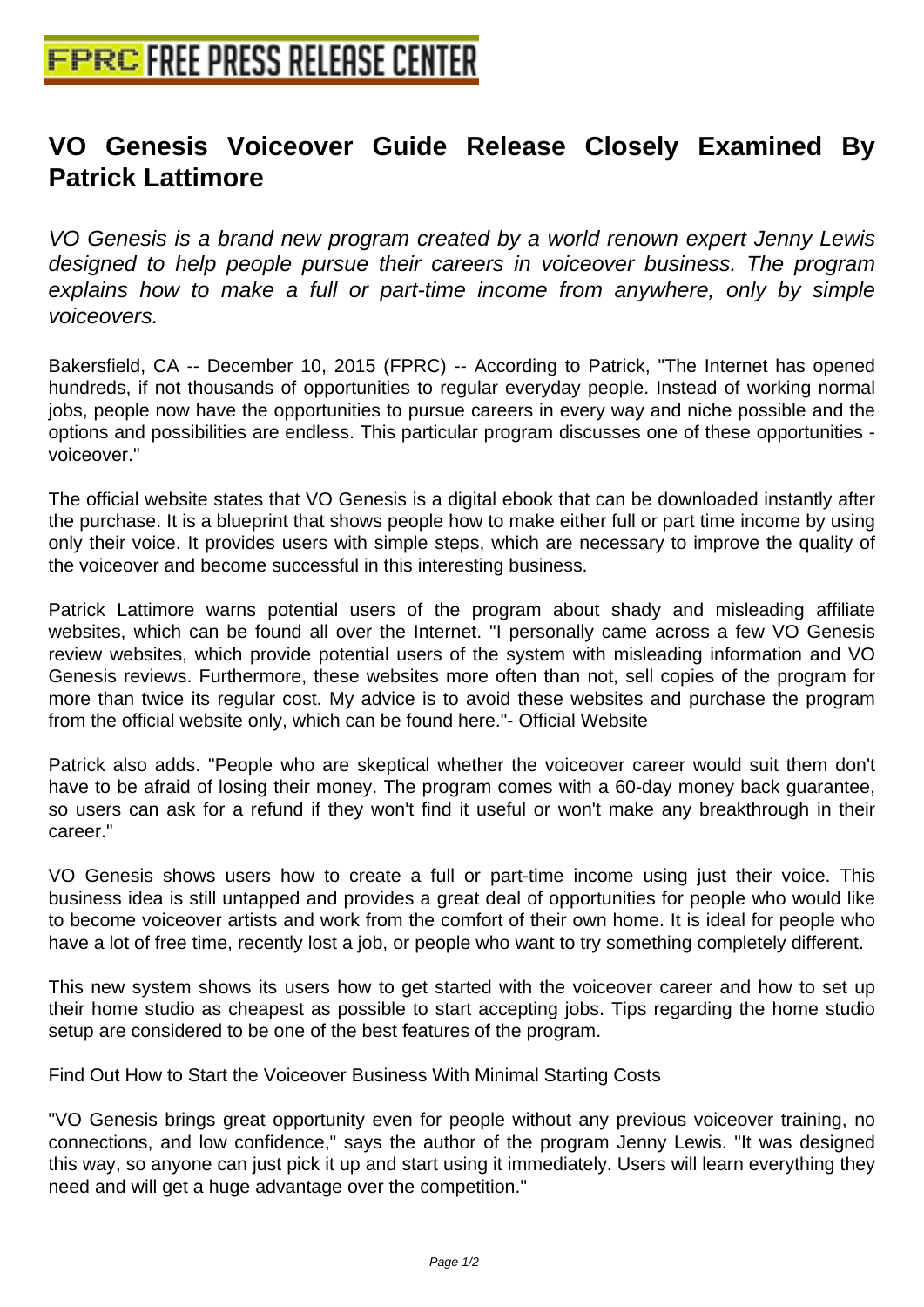# VO Genesis Voiceover Guide Release Closely Examined By Patrick Lattimore

*VO Genesis is a brand new program created by a world renown expert Jenny Lewis designed to help people pursue their careers in voiceover business. The program explains how to make a full or part-time income from anywhere, only by simple voiceovers.*

Bakersfield, CA -- December 10, 2015 (FPRC) -- According to Patrick, "The Internet has opened hundreds, if not thousands of opportunities to regular everyday people. Instead of working normal jobs, people now have the opportunities to pursue careers in every way and niche possible and the options and possibilities are endless. This particular program discusses one of these opportunities - voiceover."

The official website states that VO Genesis is a digital ebook that can be downloaded instantly after the purchase. It is a blueprint that shows people how to make either full or part time income by using only their voice. It provides users with simple steps, which are necessary to improve the quality of the voiceover and become successful in this interesting business.

Patrick Lattimore warns potential users of the program about shady and misleading affiliate websites, which can be found all over the Internet. "I personally came across a few VO Genesis review websites, which provide potential users of the system with misleading information and VO Genesis reviews. Furthermore, these websites more often than not, sell copies of the program for more than twice its regular cost. My advice is to avoid these websites and purchase the program from the official website only, which can be found here."- Official Website

Patrick also adds. "People who are skeptical whether the voiceover career would suit them don't have to be afraid of losing their money. The program comes with a 60-day money back guarantee, so users can ask for a refund if they won't find it useful or won't make any breakthrough in their career."

VO Genesis shows users how to create a full or part-time income using just their voice. This business idea is still untapped and provides a great deal of opportunities for people who would like to become voiceover artists and work from the comfort of their own home. It is ideal for people who have a lot of free time, recently lost a job, or people who want to try something completely different.

This new system shows its users how to get started with the voiceover career and how to set up their home studio as cheapest as possible to start accepting jobs. Tips regarding the home studio setup are considered to be one of the best features of the program.

Find Out How to Start the Voiceover Business With Minimal Starting Costs

"VO Genesis brings great opportunity even for people without any previous voiceover training, no connections, and low confidence," says the author of the program Jenny Lewis. "It was designed this way, so anyone can just pick it up and start using it immediately. Users will learn everything they need and will get a huge advantage over the competition."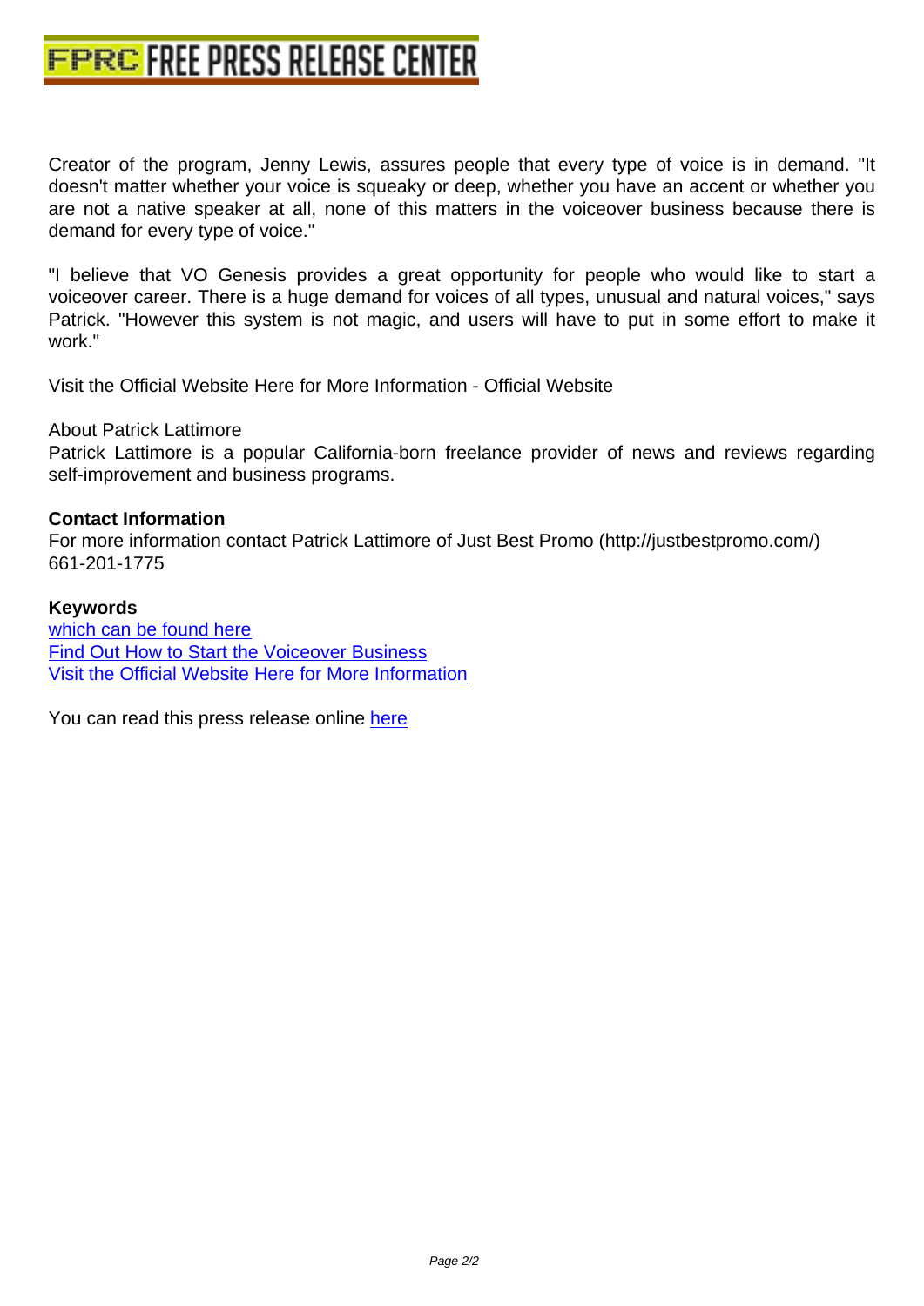Creator of the program, Jenny Lewis, assures people that every type of voice is in demand. "It doesn't matter whether your voice is squeaky or deep, whether you have an accent or whether you are not a native speaker at all, none of this matters in the voiceover business because there is demand for every type of voice."

"I believe that VO Genesis provides a great opportunity for people who would like to start a voiceover career. There is a huge demand for voices of all types, unusual and natural voices," says Patrick. "However this system is not magic, and users will have to put in some effort to make it work."

Visit the Official Website Here for More Information - Official Website

About Patrick Lattimore
Patrick Lattimore is a popular California-born freelance provider of news and reviews regarding self-improvement and business programs.

**Contact Information**
For more information contact Patrick Lattimore of Just Best Promo (http://justbestpromo.com/)
661-201-1775

**Keywords**
which can be found here
Find Out How to Start the Voiceover Business
Visit the Official Website Here for More Information

You can read this press release online here